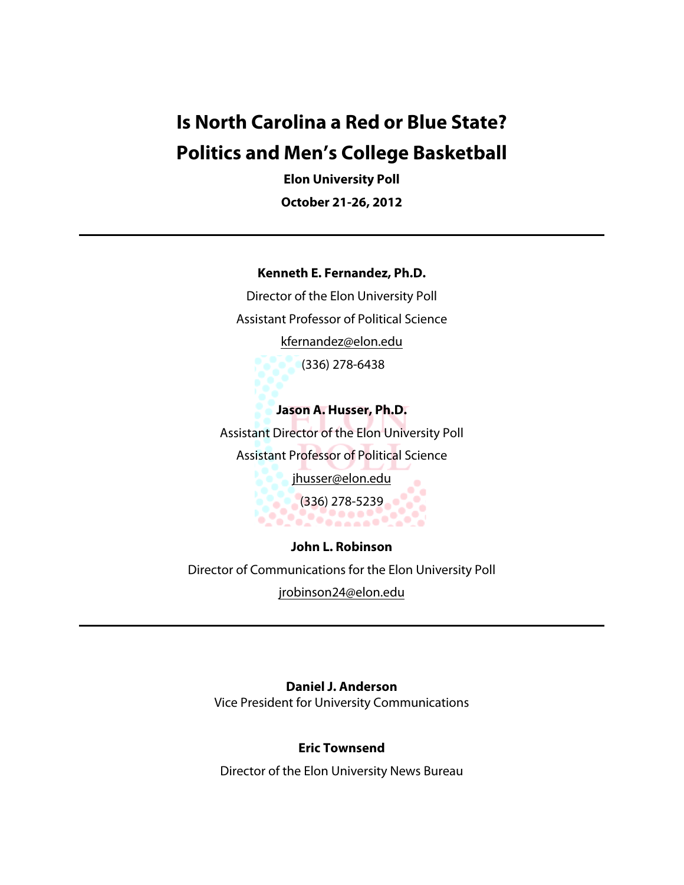# Is North Carolina a Red or Blue State?

# Politics and Men's College Basketball

**Elon University Poll**

**October 21-26, 2012**

---

**Kenneth E. Fernandez, Ph.D.**

Director of the Elon University Poll

Assistant Professor of Political Science

kfernandez@elon.edu

(336) 278-6438

**Jason A. Husser, Ph.D.**

Assistant Director of the Elon University Poll

Assistant Professor of Political Science

jhusser@elon.edu

(336) 278-5239

**John L. Robinson**

Director of Communications for the Elon University Poll

jrobinson24@elon.edu

---

**Daniel J. Anderson**

Vice President for University Communications

**Eric Townsend**

Director of the Elon University News Bureau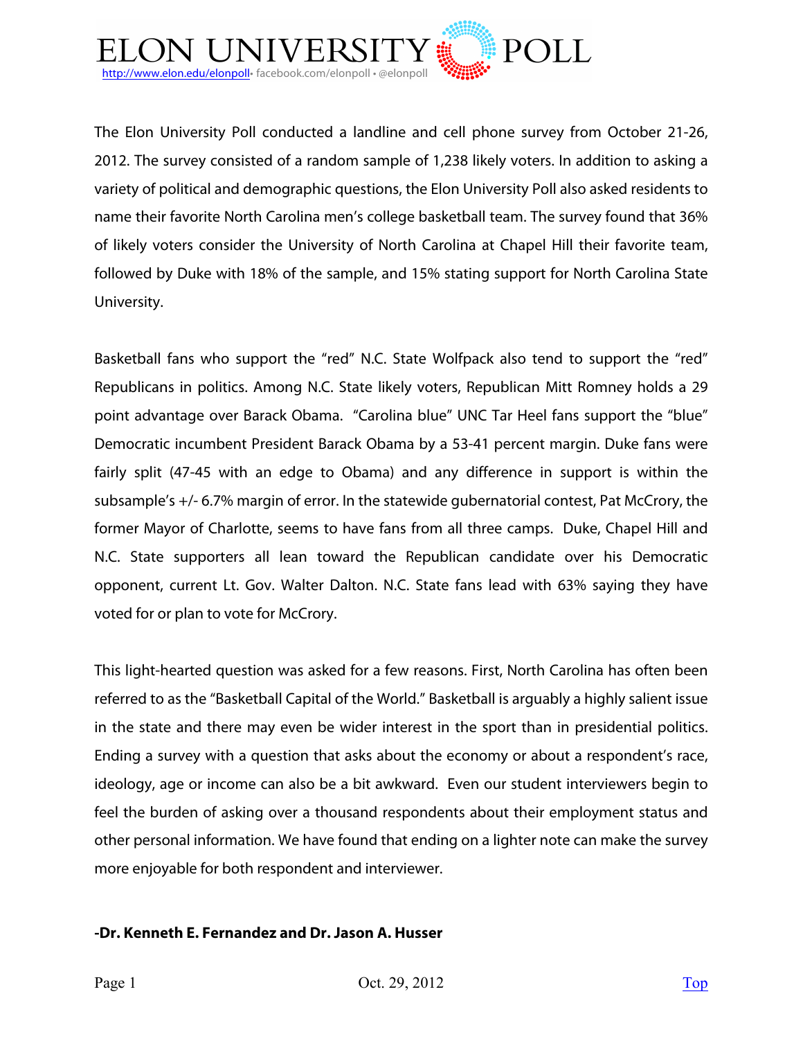# ELON UNIVERSITY POLL

http://www.elon.edu/elonpoll • facebook.com/elonpoll • @elonpoll

The Elon University Poll conducted a landline and cell phone survey from October 21-26, 2012. The survey consisted of a random sample of 1,238 likely voters. In addition to asking a variety of political and demographic questions, the Elon University Poll also asked residents to name their favorite North Carolina men's college basketball team. The survey found that 36% of likely voters consider the University of North Carolina at Chapel Hill their favorite team, followed by Duke with 18% of the sample, and 15% stating support for North Carolina State University.

Basketball fans who support the "red" N.C. State Wolfpack also tend to support the "red" Republicans in politics. Among N.C. State likely voters, Republican Mitt Romney holds a 29 point advantage over Barack Obama. "Carolina blue" UNC Tar Heel fans support the "blue" Democratic incumbent President Barack Obama by a 53-41 percent margin. Duke fans were fairly split (47-45 with an edge to Obama) and any difference in support is within the subsample's +/- 6.7% margin of error. In the statewide gubernatorial contest, Pat McCrory, the former Mayor of Charlotte, seems to have fans from all three camps. Duke, Chapel Hill and N.C. State supporters all lean toward the Republican candidate over his Democratic opponent, current Lt. Gov. Walter Dalton. N.C. State fans lead with 63% saying they have voted for or plan to vote for McCrory.

This light-hearted question was asked for a few reasons. First, North Carolina has often been referred to as the "Basketball Capital of the World." Basketball is arguably a highly salient issue in the state and there may even be wider interest in the sport than in presidential politics. Ending a survey with a question that asks about the economy or about a respondent's race, ideology, age or income can also be a bit awkward. Even our student interviewers begin to feel the burden of asking over a thousand respondents about their employment status and other personal information. We have found that ending on a lighter note can make the survey more enjoyable for both respondent and interviewer.

**-Dr. Kenneth E. Fernandez and Dr. Jason A. Husser**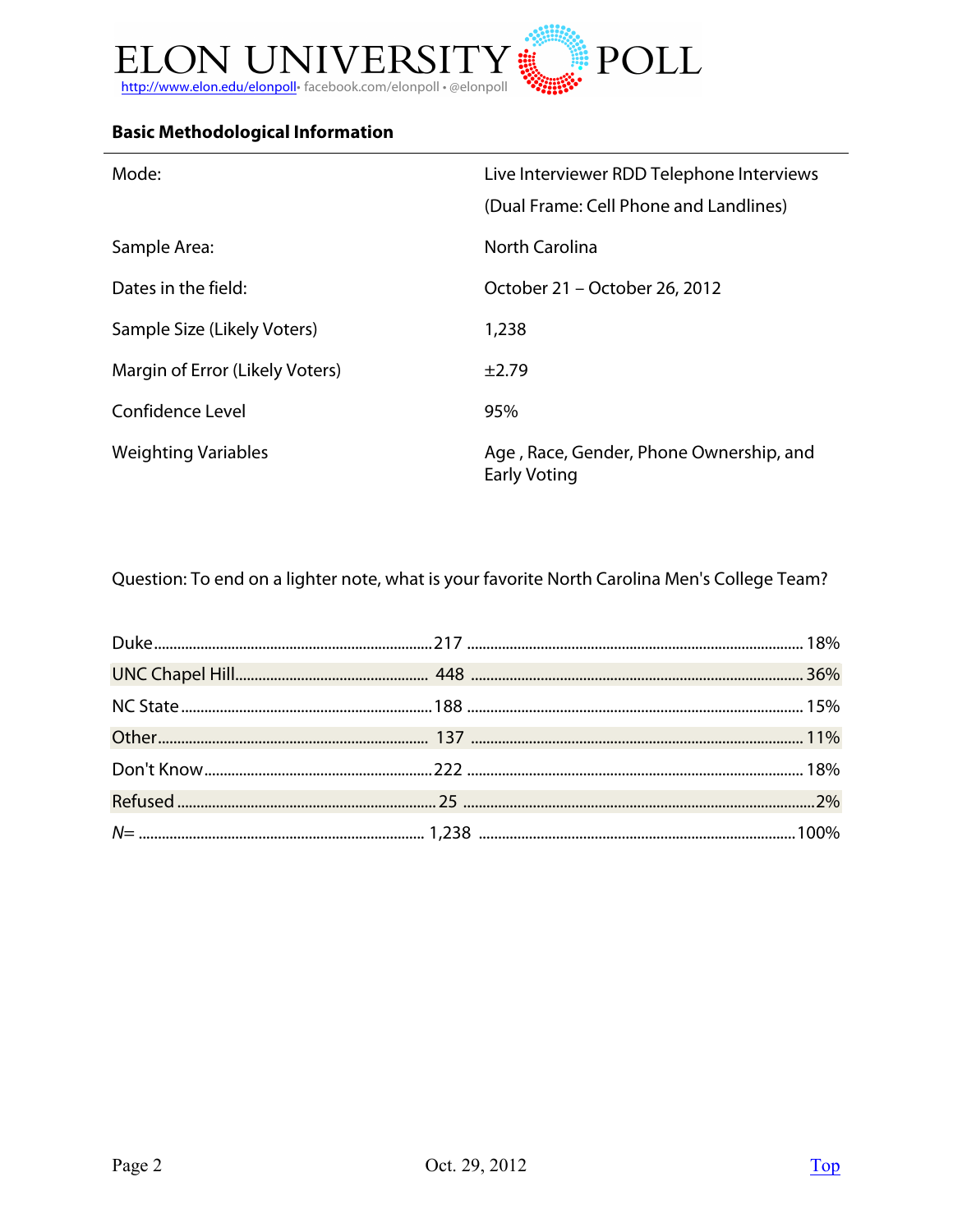# ELON UNIVERSITY POLL

http://www.elon.edu/elonpoll • facebook.com/elonpoll • @elonpoll

**Basic Methodological Information**

| | |
|---|---|
| Mode: | Live Interviewer RDD Telephone Interviews (Dual Frame: Cell Phone and Landlines) |
| Sample Area: | North Carolina |
| Dates in the field: | October 21 – October 26, 2012 |
| Sample Size (Likely Voters) | 1,238 |
| Margin of Error (Likely Voters) | ±2.79 |
| Confidence Level | 95% |
| Weighting Variables | Age , Race, Gender, Phone Ownership, and Early Voting |

Question: To end on a lighter note, what is your favorite North Carolina Men's College Team?

| | | |
|---|---|---|
| Duke | 217 | 18% |
| UNC Chapel Hill | 448 | 36% |
| NC State | 188 | 15% |
| Other | 137 | 11% |
| Don't Know | 222 | 18% |
| Refused | 25 | 2% |
| *N*= | 1,238 | 100% |

Oct. 29, 2012

Top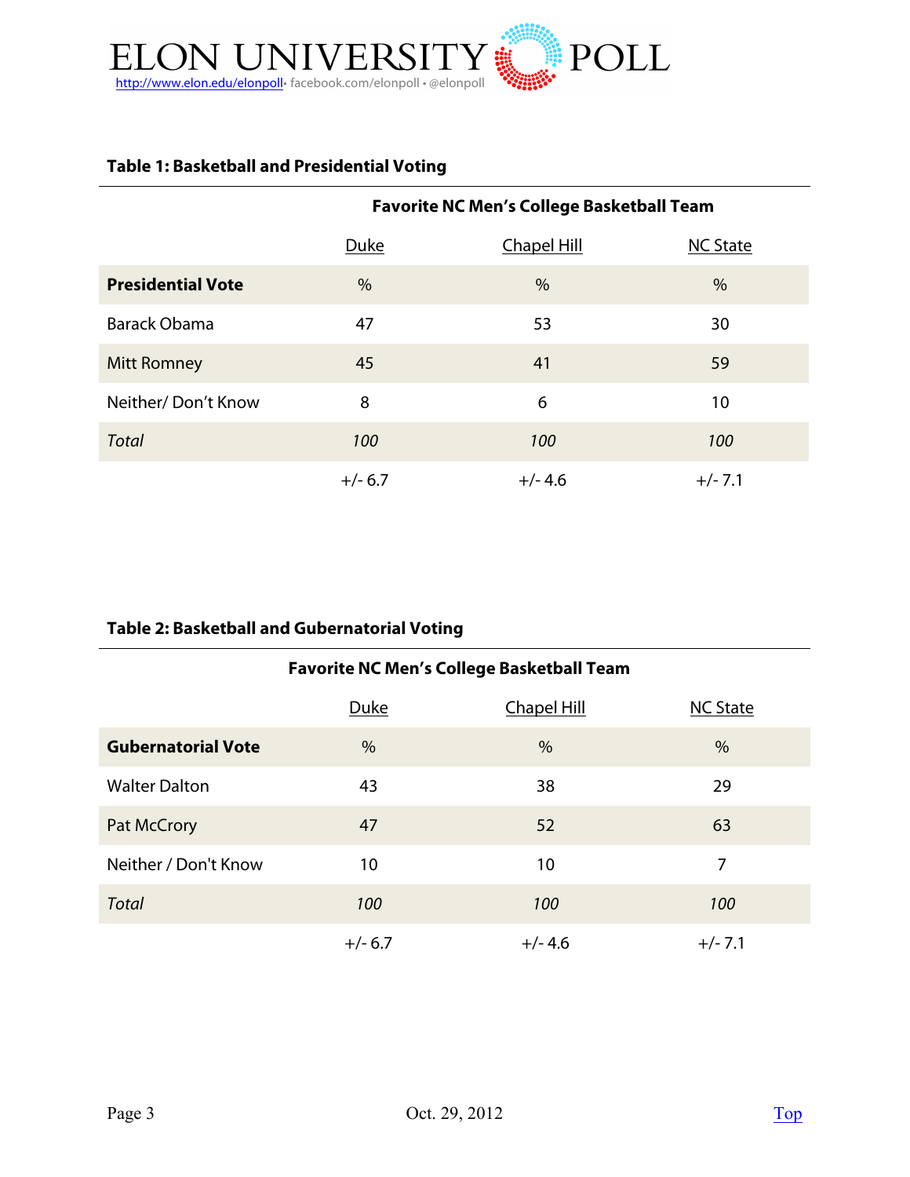**Table 1: Basketball and Presidential Voting**

| | Favorite NC Men's College Basketball Team | | |
|---|---|---|---|
| | Duke | Chapel Hill | NC State |
| **Presidential Vote** | % | % | % |
| Barack Obama | 47 | 53 | 30 |
| Mitt Romney | 45 | 41 | 59 |
| Neither/ Don't Know | 8 | 6 | 10 |
| *Total* | *100* | *100* | *100* |
| | +/- 6.7 | +/- 4.6 | +/- 7.1 |

**Table 2: Basketball and Gubernatorial Voting**

| | Favorite NC Men's College Basketball Team | | |
|---|---|---|---|
| | Duke | Chapel Hill | NC State |
| **Gubernatorial Vote** | % | % | % |
| Walter Dalton | 43 | 38 | 29 |
| Pat McCrory | 47 | 52 | 63 |
| Neither / Don't Know | 10 | 10 | 7 |
| *Total* | *100* | *100* | *100* |
| | +/- 6.7 | +/- 4.6 | +/- 7.1 |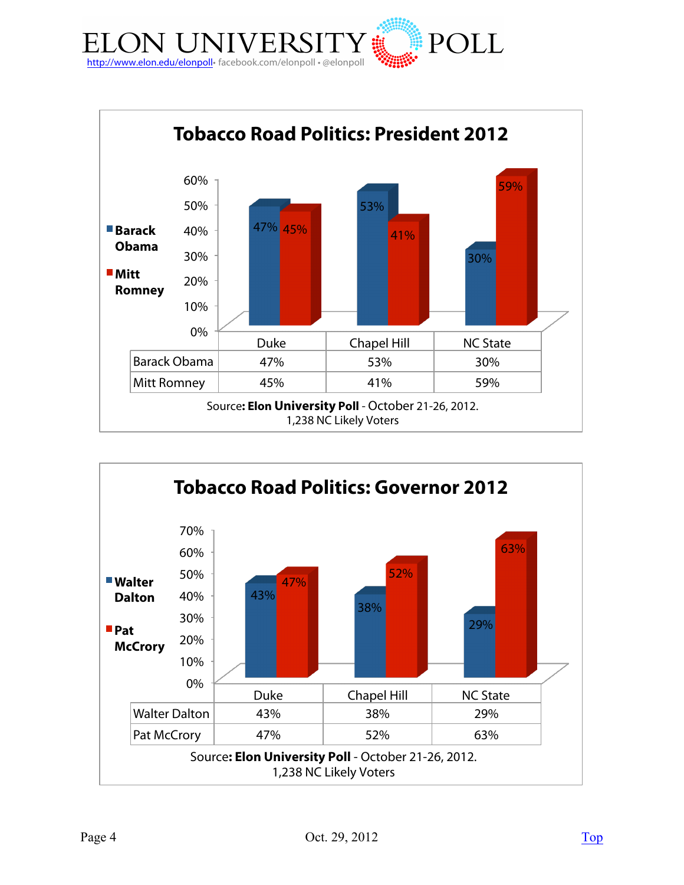## Tobacco Road Politics: President 2012

60%
50%
40%
30%
20%
10%
0%

Barack Obama
Mitt Romney

47% 45%
53% 41%
30% 59%

| | Duke | Chapel Hill | NC State |
|---|---|---|---|
| Barack Obama | 47% | 53% | 30% |
| Mitt Romney | 45% | 41% | 59% |

Source: **Elon University Poll** - October 21-26, 2012.
1,238 NC Likely Voters

## Tobacco Road Politics: Governor 2012

70%
60%
50%
40%
30%
20%
10%
0%

Walter Dalton
Pat McCrory

43% 47%
38% 52%
29% 63%

| | Duke | Chapel Hill | NC State |
|---|---|---|---|
| Walter Dalton | 43% | 38% | 29% |
| Pat McCrory | 47% | 52% | 63% |

Source: **Elon University Poll** - October 21-26, 2012.
1,238 NC Likely Voters